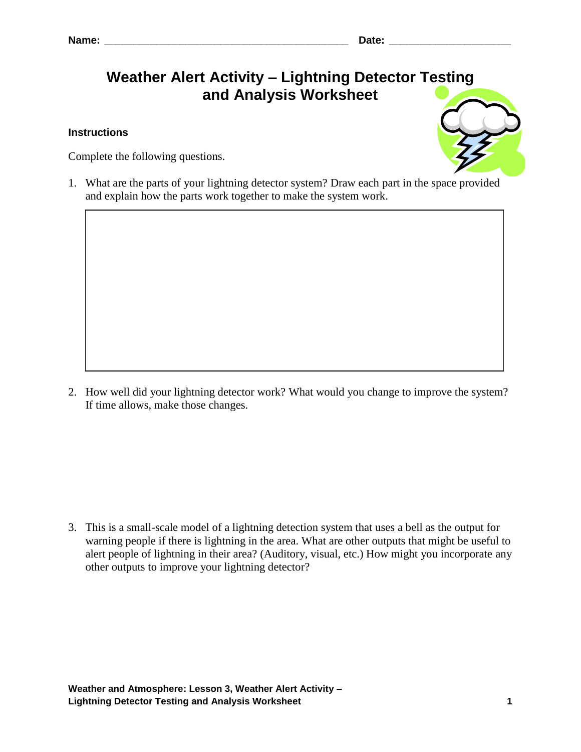Name: ___________________________________________ Date: _____________________

# Weather Alert Activity – Lightning Detector Testing and Analysis Worksheet

**Instructions**

Complete the following questions.

1. What are the parts of your lightning detector system? Draw each part in the space provided and explain how the parts work together to make the system work.

2. How well did your lightning detector work? What would you change to improve the system? If time allows, make those changes.

3. This is a small-scale model of a lightning detection system that uses a bell as the output for warning people if there is lightning in the area. What are other outputs that might be useful to alert people of lightning in their area? (Auditory, visual, etc.) How might you incorporate any other outputs to improve your lightning detector?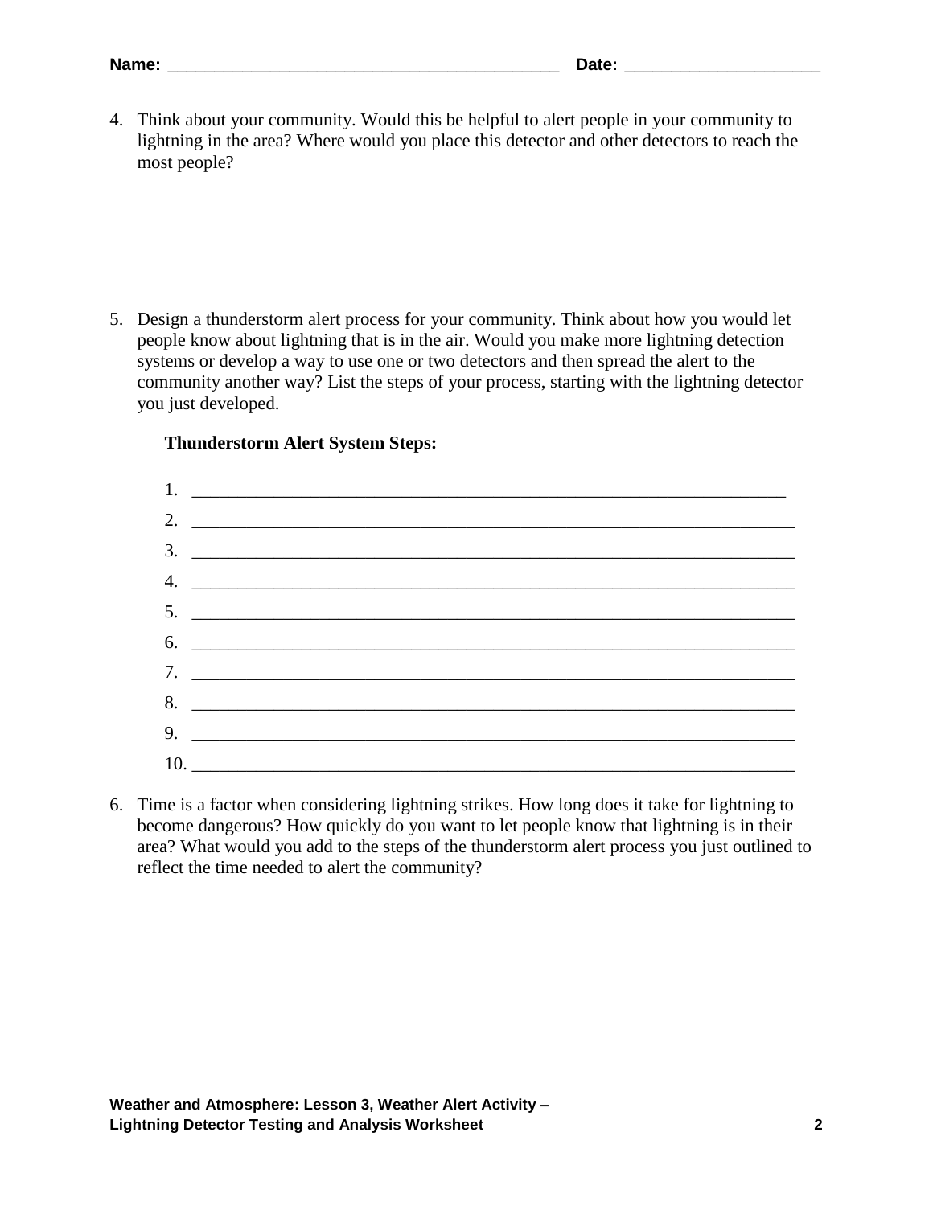Name: ____________________________________________ Date: ______________________

4. Think about your community. Would this be helpful to alert people in your community to lightning in the area? Where would you place this detector and other detectors to reach the most people?

5. Design a thunderstorm alert process for your community. Think about how you would let people know about lightning that is in the air. Would you make more lightning detection systems or develop a way to use one or two detectors and then spread the alert to the community another way? List the steps of your process, starting with the lightning detector you just developed.

   **Thunderstorm Alert System Steps:**

   1. ____________________________________________________________________
   2. ____________________________________________________________________
   3. ____________________________________________________________________
   4. ____________________________________________________________________
   5. ____________________________________________________________________
   6. ____________________________________________________________________
   7. ____________________________________________________________________
   8. ____________________________________________________________________
   9. ____________________________________________________________________
   10. ___________________________________________________________________

6. Time is a factor when considering lightning strikes. How long does it take for lightning to become dangerous? How quickly do you want to let people know that lightning is in their area? What would you add to the steps of the thunderstorm alert process you just outlined to reflect the time needed to alert the community?